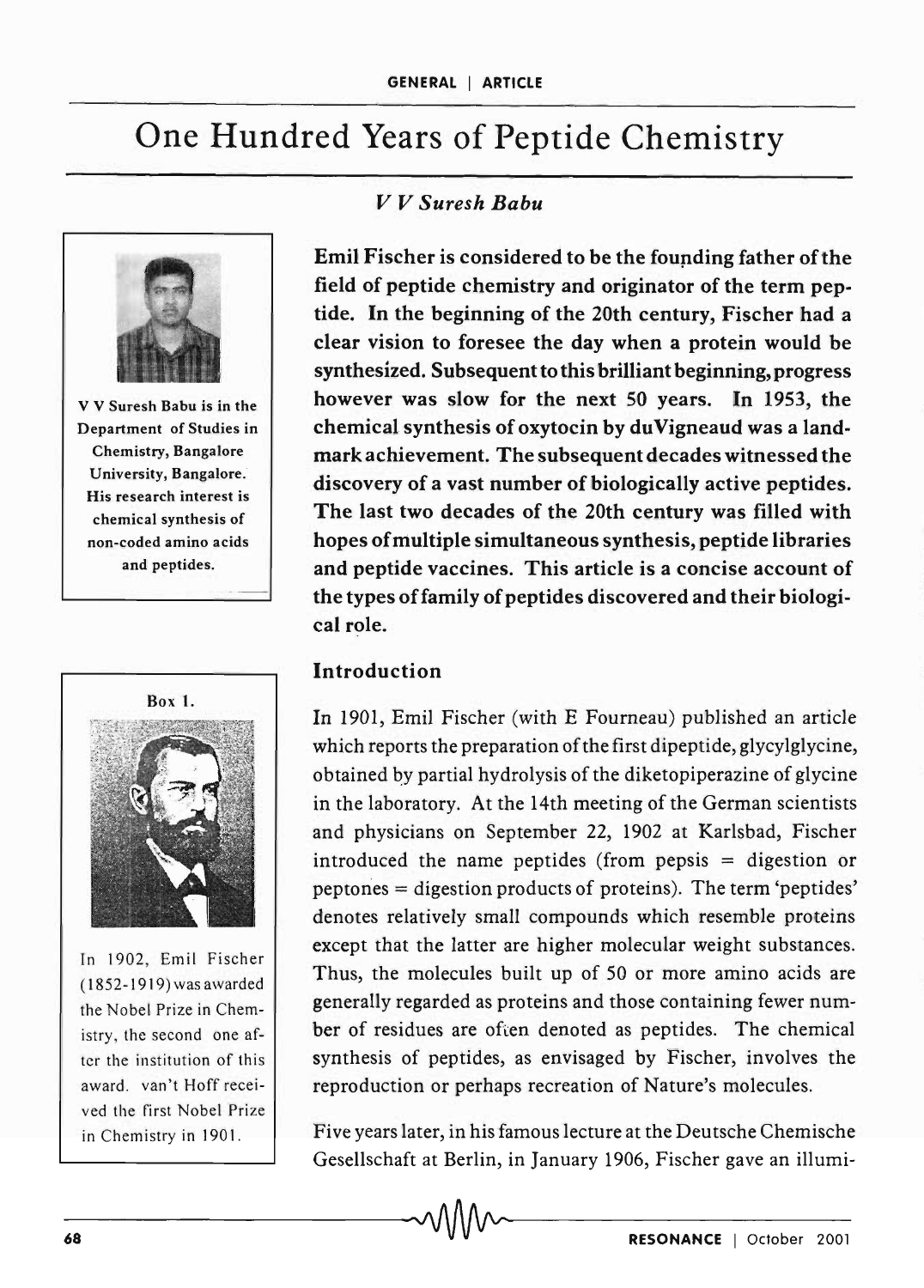# One Hundred Years of Peptide Chemistry

*V V Suresh Babu*

V V Suresh Babu is in the Department of Studies in Chemistry, Bangalore University, Bangalore. His research interest is chemical synthesis of non-coded amino acids and peptides.

**Emil Fischer is considered to be the founding father of the field of peptide chemistry and originator of the term peptide. In the beginning of the 20th century, Fischer had a clear vision to foresee the day when a protein would be synthesized. Subsequent to this brilliant beginning, progress however was slow for the next 50 years. In 1953, the chemical synthesis of oxytocin by duVigneaud was a landmark achievement. The subsequent decades witnessed the discovery of a vast number of biologically active peptides. The last two decades of the 20th century was filled with hopes of multiple simultaneous synthesis, peptide libraries and peptide vaccines. This article is a concise account of the types of family of peptides discovered and their biological role.**

## Introduction

In 1901, Emil Fischer (with E Fourneau) published an article which reports the preparation of the first dipeptide, glycylglycine, obtained by partial hydrolysis of the diketopiperazine of glycine in the laboratory. At the 14th meeting of the German scientists and physicians on September 22, 1902 at Karlsbad, Fischer introduced the name peptides (from pepsis = digestion or peptones = digestion products of proteins). The term 'peptides' denotes relatively small compounds which resemble proteins except that the latter are higher molecular weight substances. Thus, the molecules built up of 50 or more amino acids are generally regarded as proteins and those containing fewer number of residues are often denoted as peptides. The chemical synthesis of peptides, as envisaged by Fischer, involves the reproduction or perhaps recreation of Nature's molecules.

**Box 1.**

In 1902, Emil Fischer (1852-1919) was awarded the Nobel Prize in Chemistry, the second one after the institution of this award. van't Hoff received the first Nobel Prize in Chemistry in 1901.

Five years later, in his famous lecture at the Deutsche Chemische Gesellschaft at Berlin, in January 1906, Fischer gave an illumi-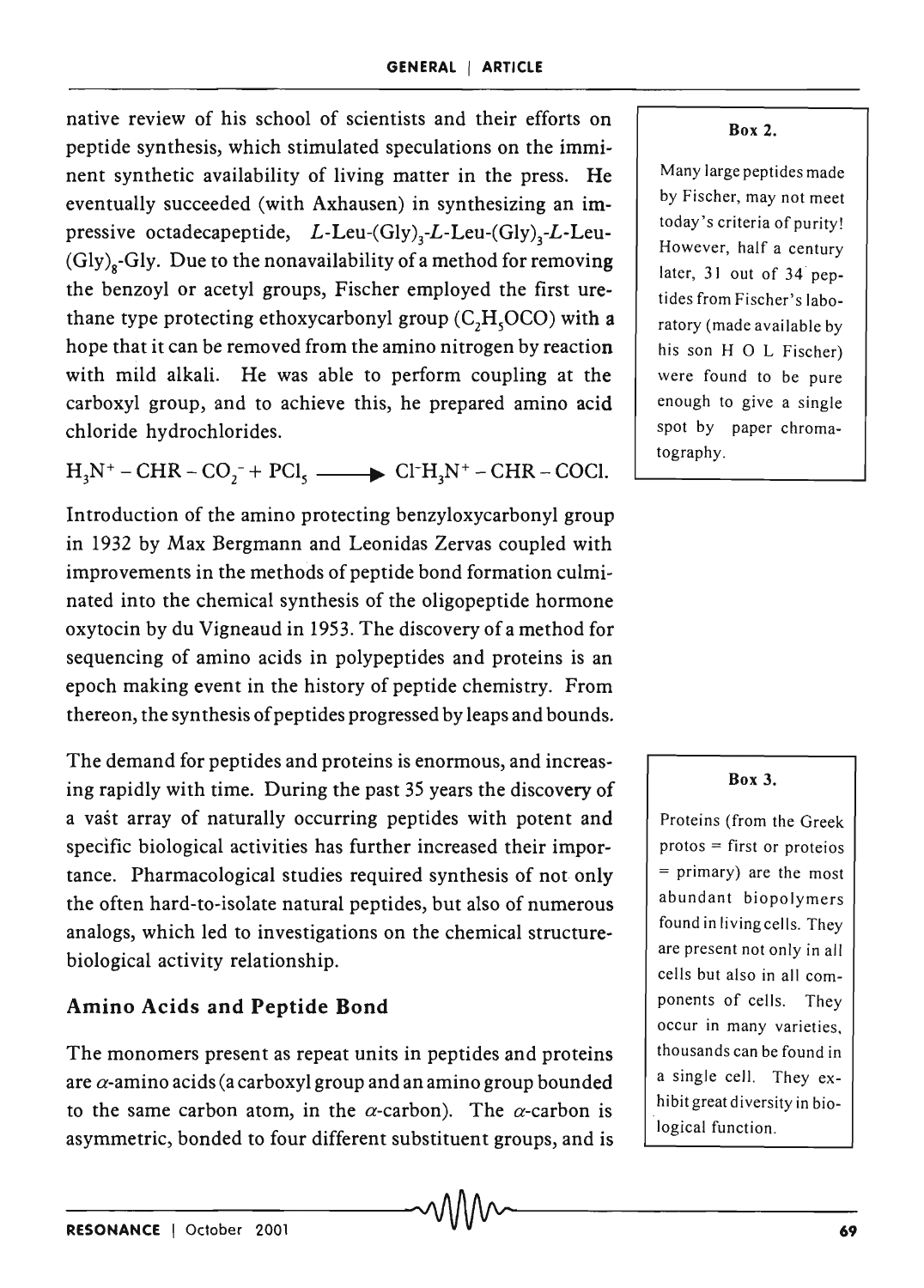native review of his school of scientists and their efforts on peptide synthesis, which stimulated speculations on the imminent synthetic availability of living matter in the press. He eventually succeeded (with Axhausen) in synthesizing an impressive octadecapeptide, *L*-Leu-$(Gly)_3$-*L*-Leu-$(Gly)_3$-*L*-Leu-$(Gly)_8$-Gly. Due to the nonavailability of a method for removing the benzoyl or acetyl groups, Fischer employed the first urethane type protecting ethoxycarbonyl group ($C_2H_5OCO$) with a hope that it can be removed from the amino nitrogen by reaction with mild alkali. He was able to perform coupling at the carboxyl group, and to achieve this, he prepared amino acid chloride hydrochlorides.

$$H_3N^+ - CHR - CO_2^- + PCl_5 \longrightarrow Cl^- H_3N^+ - CHR - COCl.$$

Introduction of the amino protecting benzyloxycarbonyl group in 1932 by Max Bergmann and Leonidas Zervas coupled with improvements in the methods of peptide bond formation culminated into the chemical synthesis of the oligopeptide hormone oxytocin by du Vigneaud in 1953. The discovery of a method for sequencing of amino acids in polypeptides and proteins is an epoch making event in the history of peptide chemistry. From thereon, the synthesis of peptides progressed by leaps and bounds.

The demand for peptides and proteins is enormous, and increasing rapidly with time. During the past 35 years the discovery of a vast array of naturally occurring peptides with potent and specific biological activities has further increased their importance. Pharmacological studies required synthesis of not only the often hard-to-isolate natural peptides, but also of numerous analogs, which led to investigations on the chemical structure-biological activity relationship.

## Amino Acids and Peptide Bond

The monomers present as repeat units in peptides and proteins are $\alpha$-amino acids (a carboxyl group and an amino group bounded to the same carbon atom, in the $\alpha$-carbon). The $\alpha$-carbon is asymmetric, bonded to four different substituent groups, and is

**Box 2.**

Many large peptides made by Fischer, may not meet today's criteria of purity! However, half a century later, 31 out of 34 peptides from Fischer's laboratory (made available by his son H O L Fischer) were found to be pure enough to give a single spot by paper chromatography.

**Box 3.**

Proteins (from the Greek protos = first or proteios = primary) are the most abundant biopolymers found in living cells. They are present not only in all cells but also in all components of cells. They occur in many varieties, thousands can be found in a single cell. They exhibit great diversity in biological function.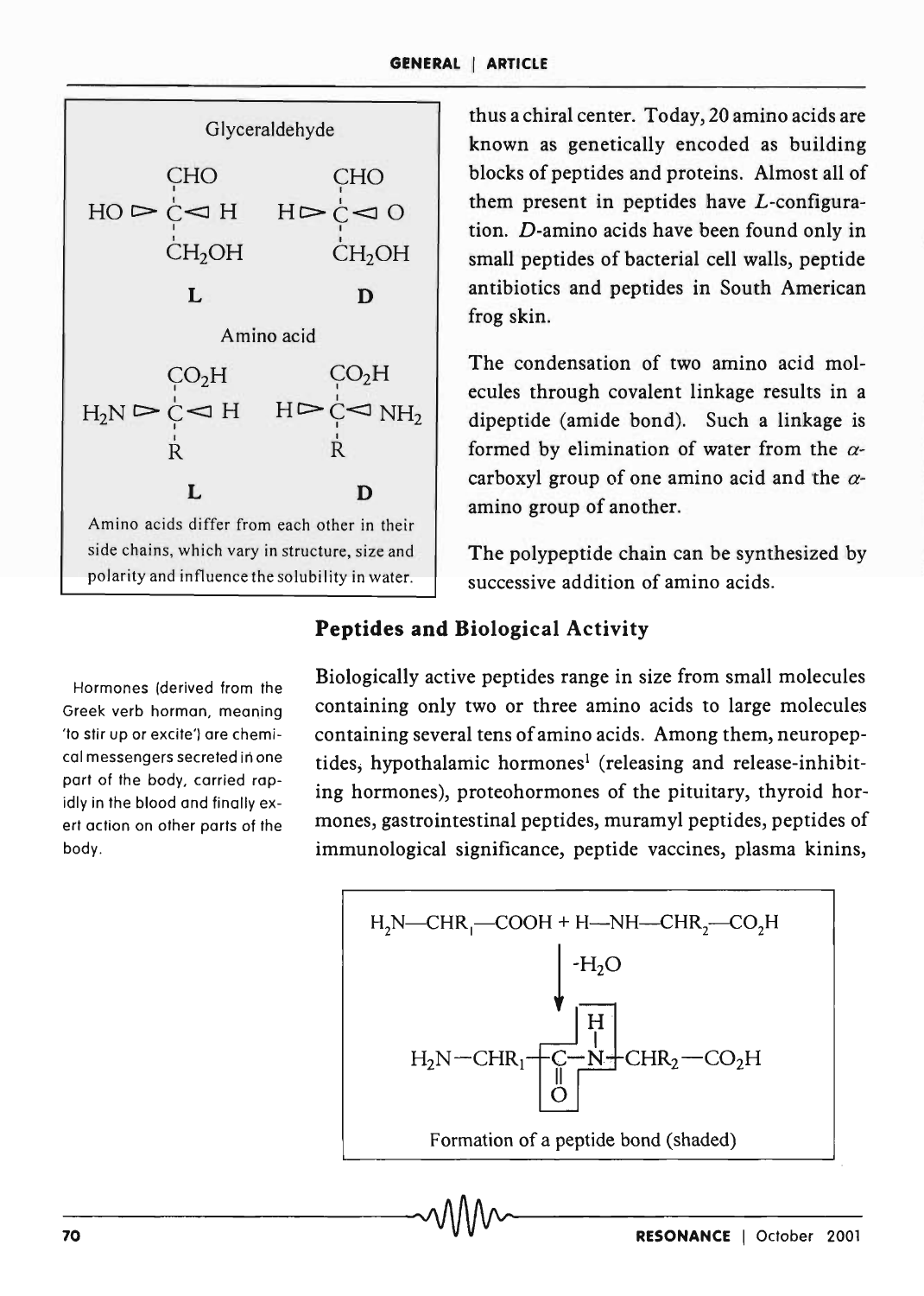Glyceraldehyde

$$\begin{array}{c} CHO \\ HO \rhd C \lhd H \\ CH_2OH \end{array} \qquad \begin{array}{c} CHO \\ H \rhd C \lhd O \\ CH_2OH \end{array}$$

**L** **D**

Amino acid

$$\begin{array}{c} CO_2H \\ H_2N \rhd C \lhd H \\ R \end{array} \qquad \begin{array}{c} CO_2H \\ H \rhd C \lhd NH_2 \\ R \end{array}$$

**L** **D**

Amino acids differ from each other in their side chains, which vary in structure, size and polarity and influence the solubility in water.

thus a chiral center. Today, 20 amino acids are known as genetically encoded as building blocks of peptides and proteins. Almost all of them present in peptides have *L*-configuration. *D*-amino acids have been found only in small peptides of bacterial cell walls, peptide antibiotics and peptides in South American frog skin.

The condensation of two amino acid molecules through covalent linkage results in a dipeptide (amide bond). Such a linkage is formed by elimination of water from the $\alpha$-carboxyl group of one amino acid and the $\alpha$-amino group of another.

The polypeptide chain can be synthesized by successive addition of amino acids.

## Peptides and Biological Activity

Biologically active peptides range in size from small molecules containing only two or three amino acids to large molecules containing several tens of amino acids. Among them, neuropeptides, hypothalamic hormones[1] (releasing and release-inhibiting hormones), proteohormones of the pituitary, thyroid hormones, gastrointestinal peptides, muramyl peptides, peptides of immunological significance, peptide vaccines, plasma kinins,

Hormones (derived from the Greek verb horman, meaning 'to stir up or excite') are chemical messengers secreted in one part of the body, carried rapidly in the blood and finally exert action on other parts of the body.

$$H_2N\text{—}CHR_1\text{—}COOH + H\text{—}NH\text{—}CHR_2\text{—}CO_2H \xrightarrow{-H_2O} H_2N\text{—}CHR_1\text{—}\underset{\underset{O}{\|}}{C}\text{—}\overset{\overset{H}{|}}{N}\text{—}CHR_2\text{—}CO_2H$$

Formation of a peptide bond (shaded)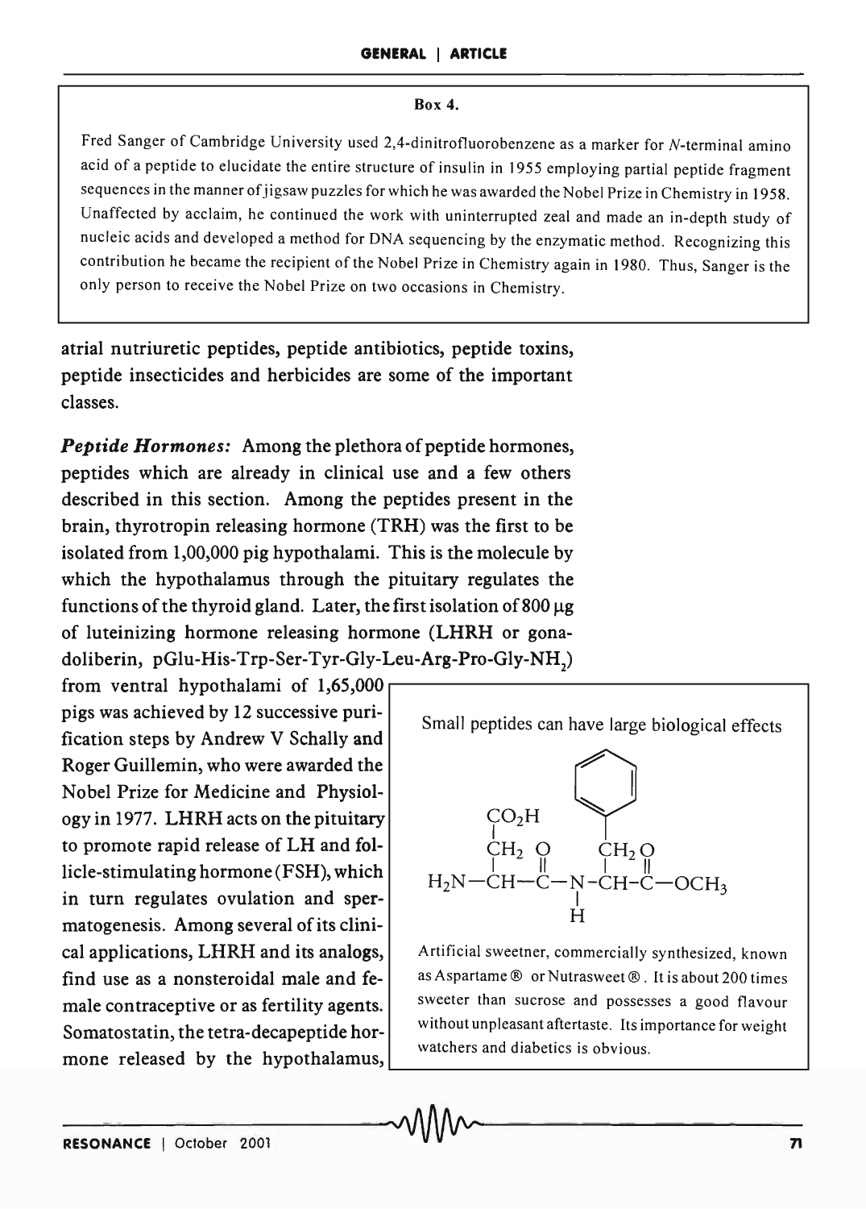**Box 4.**

Fred Sanger of Cambridge University used 2,4-dinitrofluorobenzene as a marker for *N*-terminal amino acid of a peptide to elucidate the entire structure of insulin in 1955 employing partial peptide fragment sequences in the manner of jigsaw puzzles for which he was awarded the Nobel Prize in Chemistry in 1958. Unaffected by acclaim, he continued the work with uninterrupted zeal and made an in-depth study of nucleic acids and developed a method for DNA sequencing by the enzymatic method. Recognizing this contribution he became the recipient of the Nobel Prize in Chemistry again in 1980. Thus, Sanger is the only person to receive the Nobel Prize on two occasions in Chemistry.

atrial nutriuretic peptides, peptide antibiotics, peptide toxins, peptide insecticides and herbicides are some of the important classes.

***Peptide Hormones:*** Among the plethora of peptide hormones, peptides which are already in clinical use and a few others described in this section. Among the peptides present in the brain, thyrotropin releasing hormone (TRH) was the first to be isolated from 1,00,000 pig hypothalami. This is the molecule by which the hypothalamus through the pituitary regulates the functions of the thyroid gland. Later, the first isolation of 800 μg of luteinizing hormone releasing hormone (LHRH or gonadoliberin, pGlu-His-Trp-Ser-Tyr-Gly-Leu-Arg-Pro-Gly-$NH_2$) from ventral hypothalami of 1,65,000 pigs was achieved by 12 successive purification steps by Andrew V Schally and Roger Guillemin, who were awarded the Nobel Prize for Medicine and Physiology in 1977. LHRH acts on the pituitary to promote rapid release of LH and follicle-stimulating hormone (FSH), which in turn regulates ovulation and spermatogenesis. Among several of its clinical applications, LHRH and its analogs, find use as a nonsteroidal male and female contraceptive or as fertility agents. Somatostatin, the tetra-decapeptide hormone released by the hypothalamus,

Small peptides can have large biological effects

$$H_2N-\underset{\underset{CO_2H}{|}}{\overset{}{CH}}(CH_2)-\overset{O}{\overset{||}{C}}-\underset{H}{\underset{|}{N}}-\underset{}{CH}(CH_2C_6H_5)-\overset{O}{\overset{||}{C}}-OCH_3$$

Artificial sweetner, commercially synthesized, known as Aspartame ® or Nutrasweet ®. It is about 200 times sweeter than sucrose and possesses a good flavour without unpleasant aftertaste. Its importance for weight watchers and diabetics is obvious.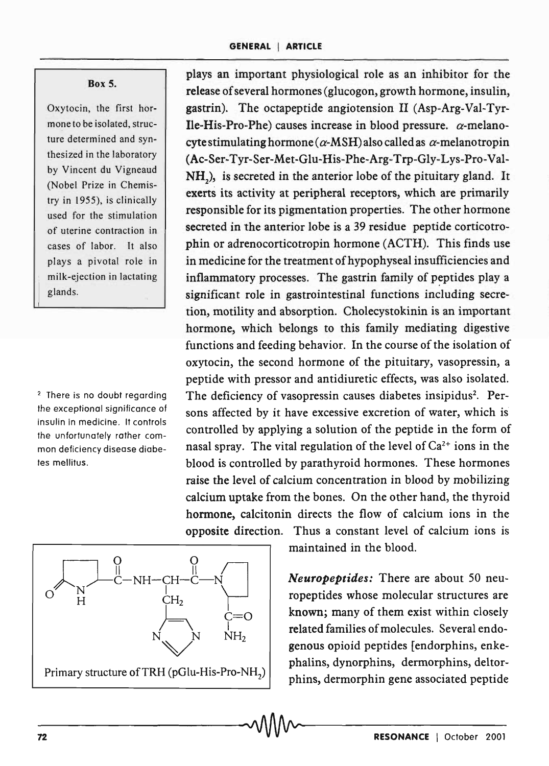**Box 5.**

Oxytocin, the first hormone to be isolated, structure determined and synthesized in the laboratory by Vincent du Vigneaud (Nobel Prize in Chemistry in 1955), is clinically used for the stimulation of uterine contraction in cases of labor. It also plays a pivotal role in milk-ejection in lactating glands.

plays an important physiological role as an inhibitor for the release of several hormones (glucogon, growth hormone, insulin, gastrin). The octapeptide angiotension II (Asp-Arg-Val-Tyr-Ile-His-Pro-Phe) causes increase in blood pressure. $\alpha$-melanocyte stimulating hormone ($\alpha$-MSH) also called as $\alpha$-melanotropin (Ac-Ser-Tyr-Ser-Met-Glu-His-Phe-Arg-Trp-Gly-Lys-Pro-Val-$NH_2$), is secreted in the anterior lobe of the pituitary gland. It exerts its activity at peripheral receptors, which are primarily responsible for its pigmentation properties. The other hormone secreted in the anterior lobe is a 39 residue peptide corticotrophin or adrenocorticotropin hormone (ACTH). This finds use in medicine for the treatment of hypophyseal insufficiencies and inflammatory processes. The gastrin family of peptides play a significant role in gastrointestinal functions including secretion, motility and absorption. Cholecystokinin is an important hormone, which belongs to this family mediating digestive functions and feeding behavior. In the course of the isolation of oxytocin, the second hormone of the pituitary, vasopressin, a peptide with pressor and antidiuretic effects, was also isolated. The deficiency of vasopressin causes diabetes insipidus[2]. Persons affected by it have excessive excretion of water, which is controlled by applying a solution of the peptide in the form of nasal spray. The vital regulation of the level of $Ca^{2+}$ ions in the blood is controlled by parathyroid hormones. These hormones raise the level of calcium concentration in blood by mobilizing calcium uptake from the bones. On the other hand, the thyroid hormone, calcitonin directs the flow of calcium ions in the opposite direction. Thus a constant level of calcium ions is maintained in the blood.

[2] There is no doubt regarding the exceptional significance of insulin in medicine. It controls the unfortunately rather common deficiency disease diabetes mellitus.

Primary structure of TRH (pGlu-His-Pro-$NH_2$)

***Neuropeptides:*** There are about 50 neuropeptides whose molecular structures are known; many of them exist within closely related families of molecules. Several endogenous opioid peptides [endorphins, enkephalins, dynorphins, dermorphins, deltorphins, dermorphin gene associated peptide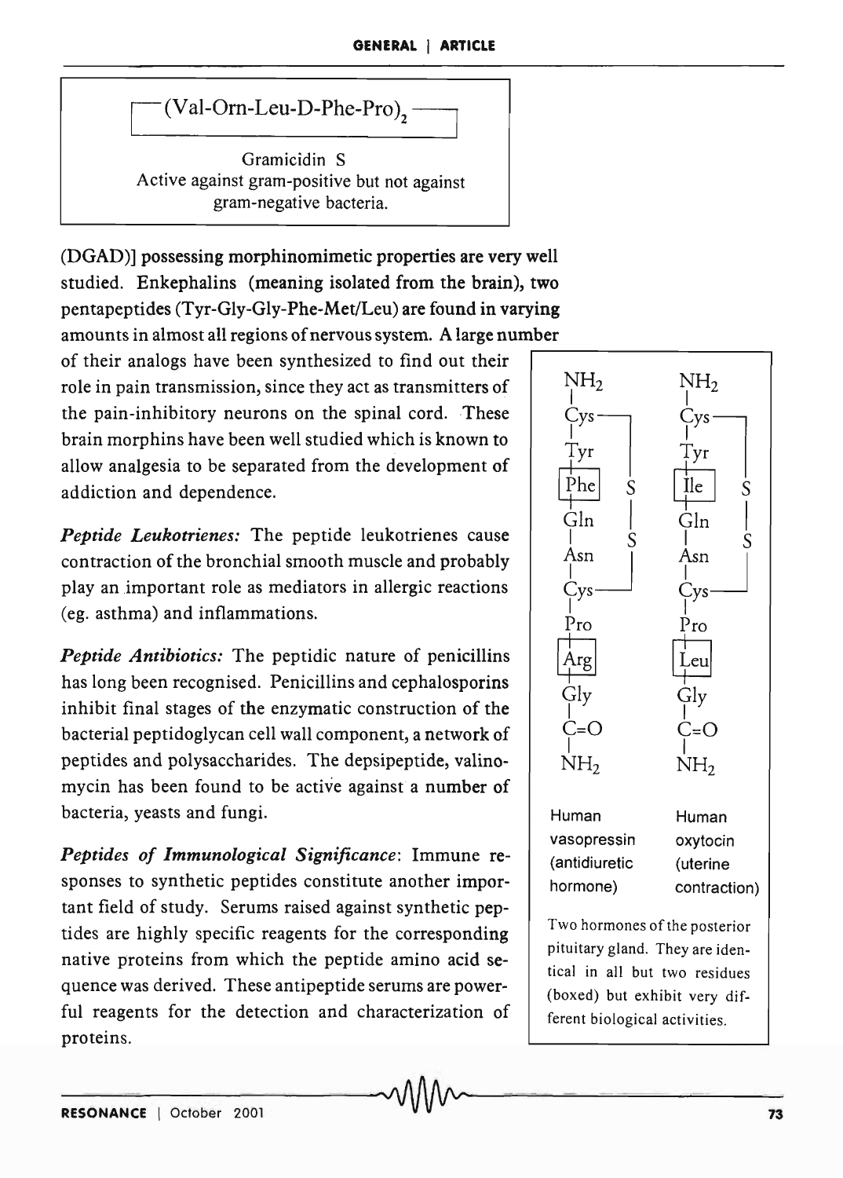┌(Val-Orn-Leu-D-Phe-Pro)$_2$┐

Gramicidin S
Active against gram-positive but not against gram-negative bacteria.

(DGAD)] possessing morphinomimetic properties are very well studied. Enkephalins (meaning isolated from the brain), two pentapeptides (Tyr-Gly-Gly-Phe-Met/Leu) are found in varying amounts in almost all regions of nervous system. A large number of their analogs have been synthesized to find out their role in pain transmission, since they act as transmitters of the pain-inhibitory neurons on the spinal cord. These brain morphins have been well studied which is known to allow analgesia to be separated from the development of addiction and dependence.

*Peptide Leukotrienes:* The peptide leukotrienes cause contraction of the bronchial smooth muscle and probably play an important role as mediators in allergic reactions (eg. asthma) and inflammations.

*Peptide Antibiotics:* The peptidic nature of penicillins has long been recognised. Penicillins and cephalosporins inhibit final stages of the enzymatic construction of the bacterial peptidoglycan cell wall component, a network of peptides and polysaccharides. The depsipeptide, valinomycin has been found to be active against a number of bacteria, yeasts and fungi.

*Peptides of Immunological Significance*: Immune responses to synthetic peptides constitute another important field of study. Serums raised against synthetic peptides are highly specific reagents for the corresponding native proteins from which the peptide amino acid sequence was derived. These antipeptide serums are powerful reagents for the detection and characterization of proteins.

| Human vasopressin (antidiuretic hormone) | Human oxytocin (uterine contraction) |
| --- | --- |
| $NH_2$ | $NH_2$ |
| Cys (S–S bridge to Cys) | Cys (S–S bridge to Cys) |
| Tyr | Tyr |
| [Phe] | [Ile] |
| Gln | Gln |
| Asn | Asn |
| Cys | Cys |
| Pro | Pro |
| [Arg] | [Leu] |
| Gly | Gly |
| C=O | C=O |
| $NH_2$ | $NH_2$ |

Two hormones of the posterior pituitary gland. They are identical in all but two residues (boxed) but exhibit very different biological activities.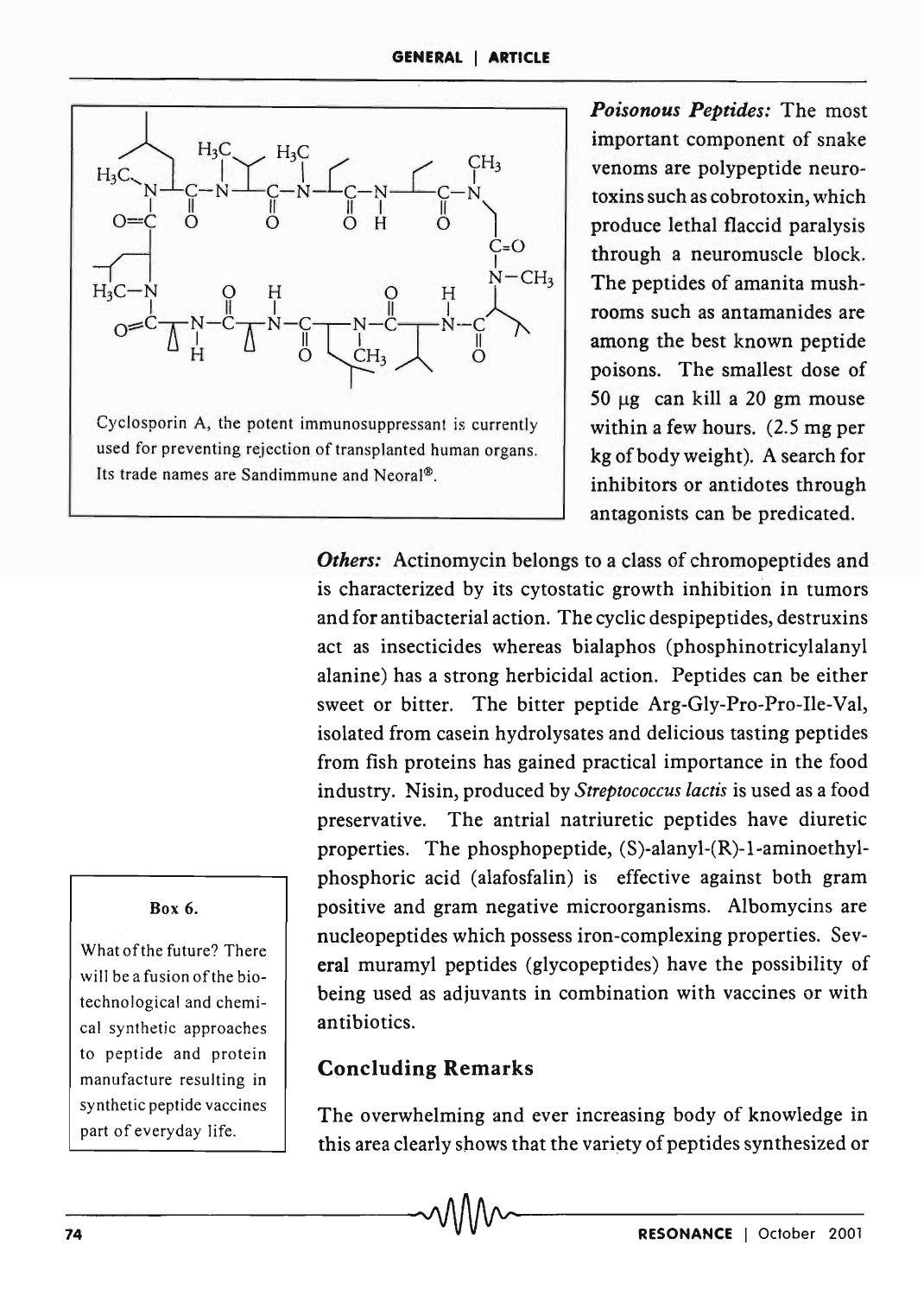Cyclosporin A, the potent immunosuppressant is currently used for preventing rejection of transplanted human organs. Its trade names are Sandimmune and Neoral®.

***Poisonous Peptides:*** The most important component of snake venoms are polypeptide neurotoxins such as cobrotoxin, which produce lethal flaccid paralysis through a neuromuscle block. The peptides of amanita mushrooms such as antamanides are among the best known peptide poisons. The smallest dose of 50 μg can kill a 20 gm mouse within a few hours. (2.5 mg per kg of body weight). A search for inhibitors or antidotes through antagonists can be predicated.

***Others:*** Actinomycin belongs to a class of chromopeptides and is characterized by its cytostatic growth inhibition in tumors and for antibacterial action. The cyclic despipeptides, destruxins act as insecticides whereas bialaphos (phosphinotricylalanyl alanine) has a strong herbicidal action. Peptides can be either sweet or bitter. The bitter peptide Arg-Gly-Pro-Pro-Ile-Val, isolated from casein hydrolysates and delicious tasting peptides from fish proteins has gained practical importance in the food industry. Nisin, produced by *Streptococcus lactis* is used as a food preservative. The antrial natriuretic peptides have diuretic properties. The phosphopeptide, (S)-alanyl-(R)-1-aminoethylphosphoric acid (alafosfalin) is effective against both gram positive and gram negative microorganisms. Albomycins are nucleopeptides which possess iron-complexing properties. Several muramyl peptides (glycopeptides) have the possibility of being used as adjuvants in combination with vaccines or with antibiotics.

**Box 6.**

What of the future? There will be a fusion of the biotechnological and chemical synthetic approaches to peptide and protein manufacture resulting in synthetic peptide vaccines part of everyday life.

## Concluding Remarks

The overwhelming and ever increasing body of knowledge in this area clearly shows that the variety of peptides synthesized or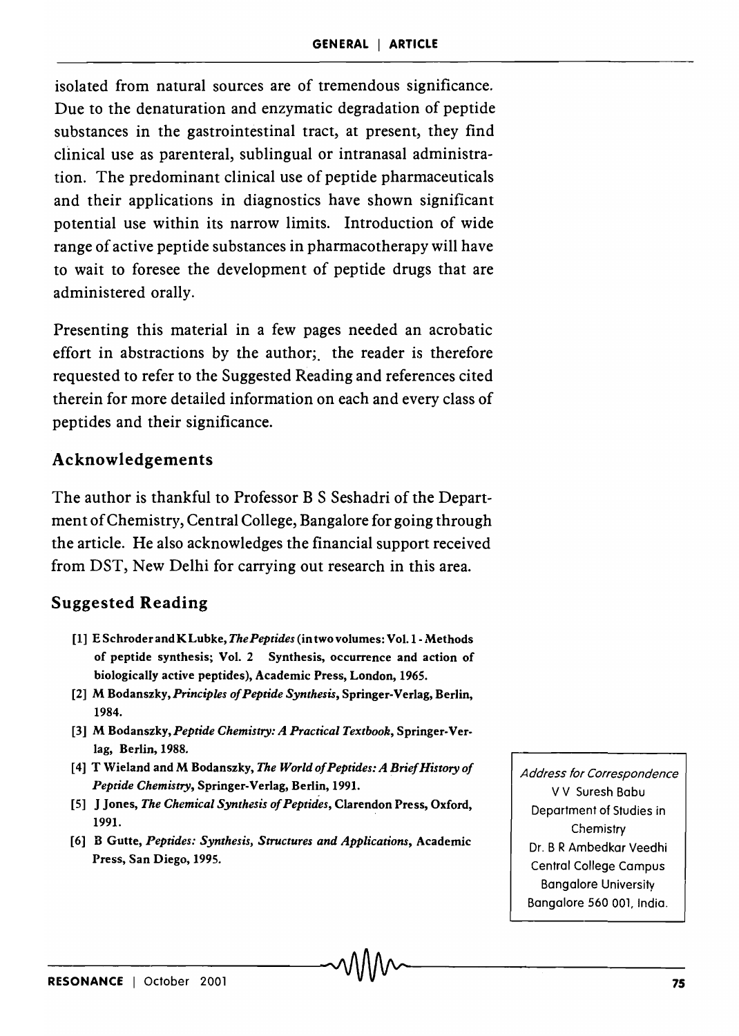isolated from natural sources are of tremendous significance. Due to the denaturation and enzymatic degradation of peptide substances in the gastrointestinal tract, at present, they find clinical use as parenteral, sublingual or intranasal administration. The predominant clinical use of peptide pharmaceuticals and their applications in diagnostics have shown significant potential use within its narrow limits. Introduction of wide range of active peptide substances in pharmacotherapy will have to wait to foresee the development of peptide drugs that are administered orally.

Presenting this material in a few pages needed an acrobatic effort in abstractions by the author; the reader is therefore requested to refer to the Suggested Reading and references cited therein for more detailed information on each and every class of peptides and their significance.

## Acknowledgements

The author is thankful to Professor B S Seshadri of the Department of Chemistry, Central College, Bangalore for going through the article. He also acknowledges the financial support received from DST, New Delhi for carrying out research in this area.

## Suggested Reading

[1] E Schroder and K Lubke, *The Peptides* (in two volumes: Vol. 1 - Methods of peptide synthesis; Vol. 2 Synthesis, occurrence and action of biologically active peptides), Academic Press, London, 1965.

[2] M Bodanszky, *Principles of Peptide Synthesis*, Springer-Verlag, Berlin, 1984.

[3] M Bodanszky, *Peptide Chemistry: A Practical Textbook*, Springer-Verlag, Berlin, 1988.

[4] T Wieland and M Bodanszky, *The World of Peptides: A Brief History of Peptide Chemistry*, Springer-Verlag, Berlin, 1991.

[5] J Jones, *The Chemical Synthesis of Peptides*, Clarendon Press, Oxford, 1991.

[6] B Gutte, *Peptides: Synthesis, Structures and Applications*, Academic Press, San Diego, 1995.

*Address for Correspondence*
V V Suresh Babu
Department of Studies in Chemistry
Dr. B R Ambedkar Veedhi
Central College Campus
Bangalore University
Bangalore 560 001, India.